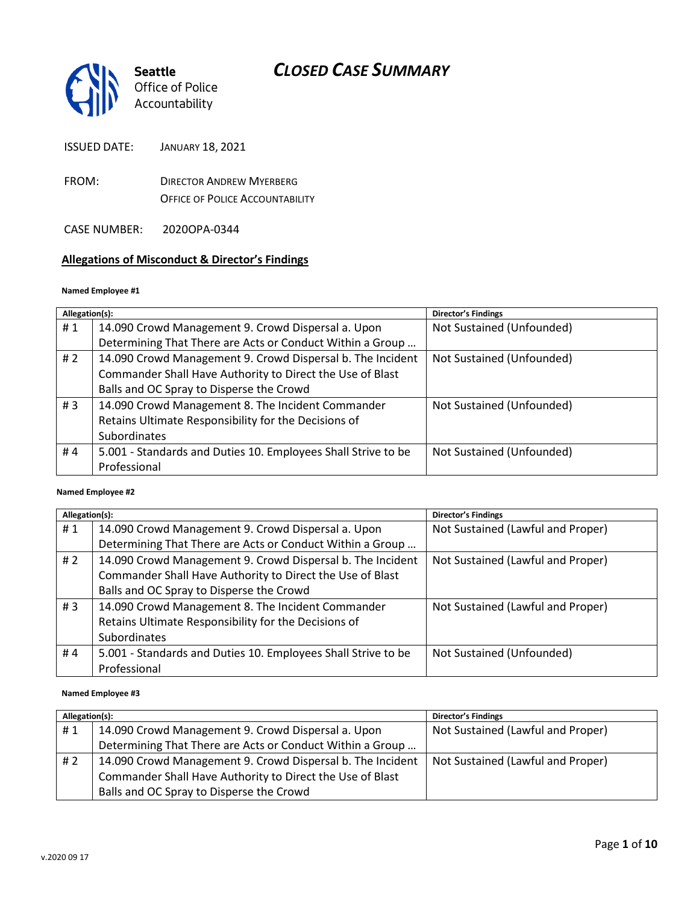# CLOSED CASE SUMMARY

**Seattle** Office of Police Accountability

ISSUED DATE: JANUARY 18, 2021

FROM: DIRECTOR ANDREW MYERBERG
OFFICE OF POLICE ACCOUNTABILITY

CASE NUMBER: 2020OPA-0344

## Allegations of Misconduct & Director's Findings

**Named Employee #1**

| Allegation(s): | | Director's Findings |
|---|---|---|
| # 1 | 14.090 Crowd Management 9. Crowd Dispersal a. Upon Determining That There are Acts or Conduct Within a Group … | Not Sustained (Unfounded) |
| # 2 | 14.090 Crowd Management 9. Crowd Dispersal b. The Incident Commander Shall Have Authority to Direct the Use of Blast Balls and OC Spray to Disperse the Crowd | Not Sustained (Unfounded) |
| # 3 | 14.090 Crowd Management 8. The Incident Commander Retains Ultimate Responsibility for the Decisions of Subordinates | Not Sustained (Unfounded) |
| # 4 | 5.001 - Standards and Duties 10. Employees Shall Strive to be Professional | Not Sustained (Unfounded) |

**Named Employee #2**

| Allegation(s): | | Director's Findings |
|---|---|---|
| # 1 | 14.090 Crowd Management 9. Crowd Dispersal a. Upon Determining That There are Acts or Conduct Within a Group … | Not Sustained (Lawful and Proper) |
| # 2 | 14.090 Crowd Management 9. Crowd Dispersal b. The Incident Commander Shall Have Authority to Direct the Use of Blast Balls and OC Spray to Disperse the Crowd | Not Sustained (Lawful and Proper) |
| # 3 | 14.090 Crowd Management 8. The Incident Commander Retains Ultimate Responsibility for the Decisions of Subordinates | Not Sustained (Lawful and Proper) |
| # 4 | 5.001 - Standards and Duties 10. Employees Shall Strive to be Professional | Not Sustained (Unfounded) |

**Named Employee #3**

| Allegation(s): | | Director's Findings |
|---|---|---|
| # 1 | 14.090 Crowd Management 9. Crowd Dispersal a. Upon Determining That There are Acts or Conduct Within a Group … | Not Sustained (Lawful and Proper) |
| # 2 | 14.090 Crowd Management 9. Crowd Dispersal b. The Incident Commander Shall Have Authority to Direct the Use of Blast Balls and OC Spray to Disperse the Crowd | Not Sustained (Lawful and Proper) |

v.2020 09 17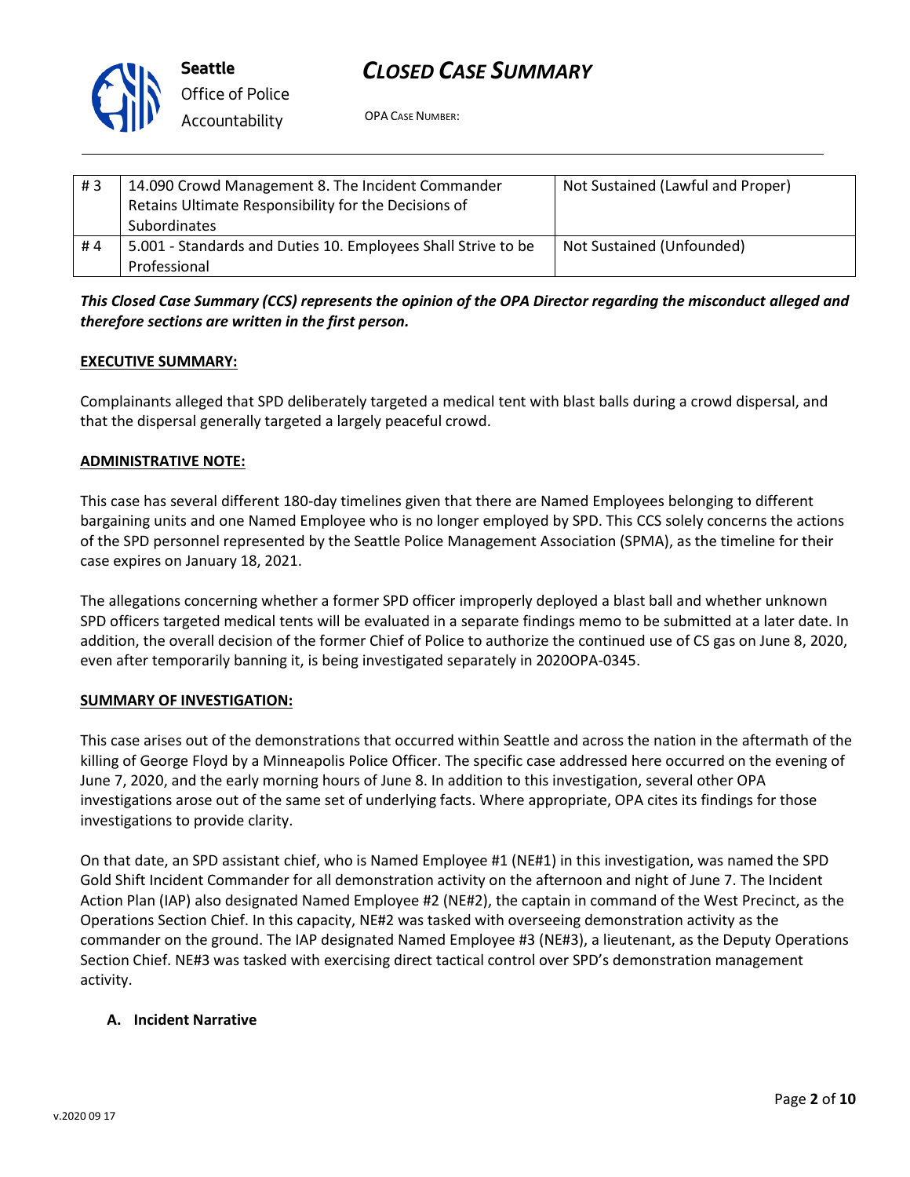| # 3 | 14.090 Crowd Management 8. The Incident Commander Retains Ultimate Responsibility for the Decisions of Subordinates | Not Sustained (Lawful and Proper) |
|---|---|---|
| # 4 | 5.001 - Standards and Duties 10. Employees Shall Strive to be Professional | Not Sustained (Unfounded) |

***This Closed Case Summary (CCS) represents the opinion of the OPA Director regarding the misconduct alleged and therefore sections are written in the first person.***

**EXECUTIVE SUMMARY:**

Complainants alleged that SPD deliberately targeted a medical tent with blast balls during a crowd dispersal, and that the dispersal generally targeted a largely peaceful crowd.

**ADMINISTRATIVE NOTE:**

This case has several different 180-day timelines given that there are Named Employees belonging to different bargaining units and one Named Employee who is no longer employed by SPD. This CCS solely concerns the actions of the SPD personnel represented by the Seattle Police Management Association (SPMA), as the timeline for their case expires on January 18, 2021.

The allegations concerning whether a former SPD officer improperly deployed a blast ball and whether unknown SPD officers targeted medical tents will be evaluated in a separate findings memo to be submitted at a later date. In addition, the overall decision of the former Chief of Police to authorize the continued use of CS gas on June 8, 2020, even after temporarily banning it, is being investigated separately in 2020OPA-0345.

**SUMMARY OF INVESTIGATION:**

This case arises out of the demonstrations that occurred within Seattle and across the nation in the aftermath of the killing of George Floyd by a Minneapolis Police Officer. The specific case addressed here occurred on the evening of June 7, 2020, and the early morning hours of June 8. In addition to this investigation, several other OPA investigations arose out of the same set of underlying facts. Where appropriate, OPA cites its findings for those investigations to provide clarity.

On that date, an SPD assistant chief, who is Named Employee #1 (NE#1) in this investigation, was named the SPD Gold Shift Incident Commander for all demonstration activity on the afternoon and night of June 7. The Incident Action Plan (IAP) also designated Named Employee #2 (NE#2), the captain in command of the West Precinct, as the Operations Section Chief. In this capacity, NE#2 was tasked with overseeing demonstration activity as the commander on the ground. The IAP designated Named Employee #3 (NE#3), a lieutenant, as the Deputy Operations Section Chief. NE#3 was tasked with exercising direct tactical control over SPD's demonstration management activity.

### A. Incident Narrative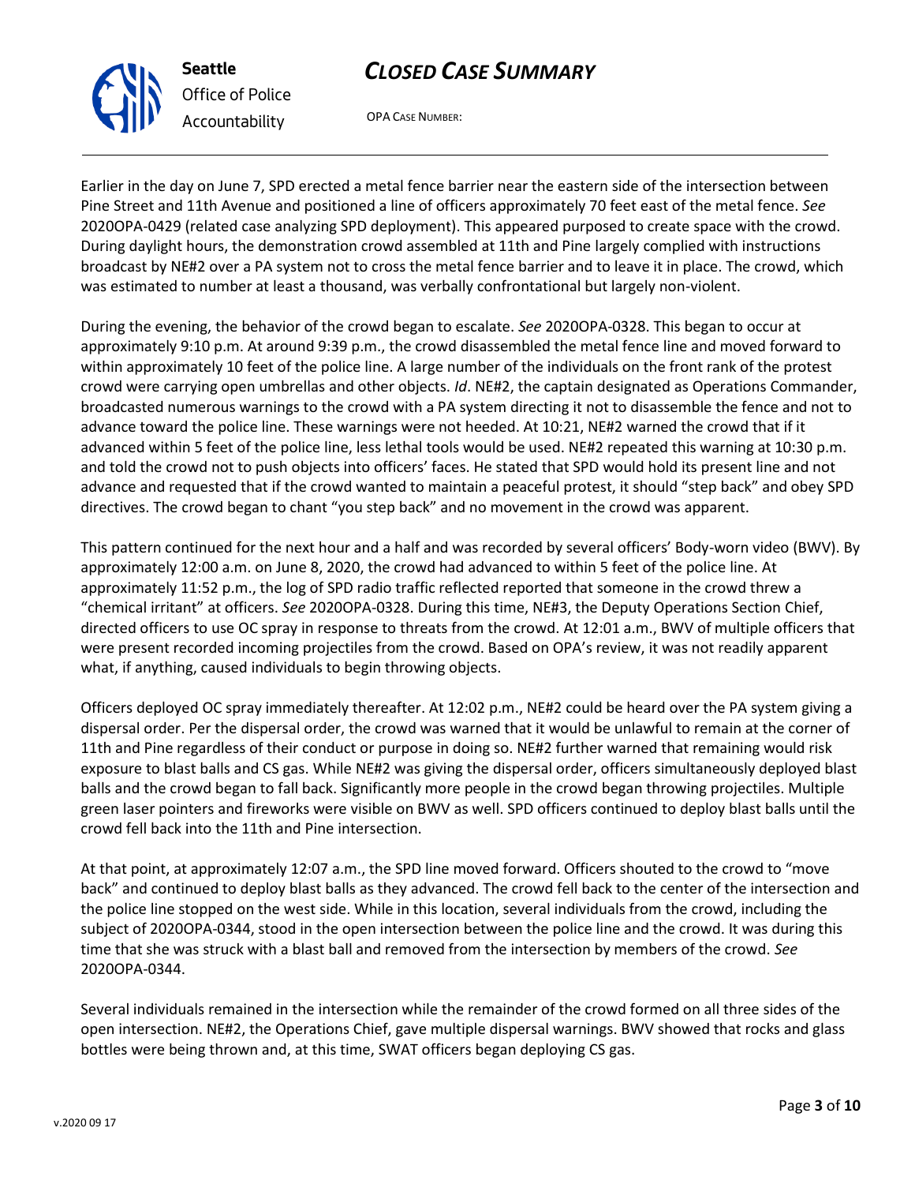Earlier in the day on June 7, SPD erected a metal fence barrier near the eastern side of the intersection between Pine Street and 11th Avenue and positioned a line of officers approximately 70 feet east of the metal fence. *See* 2020OPA-0429 (related case analyzing SPD deployment). This appeared purposed to create space with the crowd. During daylight hours, the demonstration crowd assembled at 11th and Pine largely complied with instructions broadcast by NE#2 over a PA system not to cross the metal fence barrier and to leave it in place. The crowd, which was estimated to number at least a thousand, was verbally confrontational but largely non-violent.

During the evening, the behavior of the crowd began to escalate. *See* 2020OPA-0328. This began to occur at approximately 9:10 p.m. At around 9:39 p.m., the crowd disassembled the metal fence line and moved forward to within approximately 10 feet of the police line. A large number of the individuals on the front rank of the protest crowd were carrying open umbrellas and other objects. *Id*. NE#2, the captain designated as Operations Commander, broadcasted numerous warnings to the crowd with a PA system directing it not to disassemble the fence and not to advance toward the police line. These warnings were not heeded. At 10:21, NE#2 warned the crowd that if it advanced within 5 feet of the police line, less lethal tools would be used. NE#2 repeated this warning at 10:30 p.m. and told the crowd not to push objects into officers' faces. He stated that SPD would hold its present line and not advance and requested that if the crowd wanted to maintain a peaceful protest, it should "step back" and obey SPD directives. The crowd began to chant "you step back" and no movement in the crowd was apparent.

This pattern continued for the next hour and a half and was recorded by several officers' Body-worn video (BWV). By approximately 12:00 a.m. on June 8, 2020, the crowd had advanced to within 5 feet of the police line. At approximately 11:52 p.m., the log of SPD radio traffic reflected reported that someone in the crowd threw a "chemical irritant" at officers. *See* 2020OPA-0328. During this time, NE#3, the Deputy Operations Section Chief, directed officers to use OC spray in response to threats from the crowd. At 12:01 a.m., BWV of multiple officers that were present recorded incoming projectiles from the crowd. Based on OPA's review, it was not readily apparent what, if anything, caused individuals to begin throwing objects.

Officers deployed OC spray immediately thereafter. At 12:02 p.m., NE#2 could be heard over the PA system giving a dispersal order. Per the dispersal order, the crowd was warned that it would be unlawful to remain at the corner of 11th and Pine regardless of their conduct or purpose in doing so. NE#2 further warned that remaining would risk exposure to blast balls and CS gas. While NE#2 was giving the dispersal order, officers simultaneously deployed blast balls and the crowd began to fall back. Significantly more people in the crowd began throwing projectiles. Multiple green laser pointers and fireworks were visible on BWV as well. SPD officers continued to deploy blast balls until the crowd fell back into the 11th and Pine intersection.

At that point, at approximately 12:07 a.m., the SPD line moved forward. Officers shouted to the crowd to "move back" and continued to deploy blast balls as they advanced. The crowd fell back to the center of the intersection and the police line stopped on the west side. While in this location, several individuals from the crowd, including the subject of 2020OPA-0344, stood in the open intersection between the police line and the crowd. It was during this time that she was struck with a blast ball and removed from the intersection by members of the crowd. *See* 2020OPA-0344.

Several individuals remained in the intersection while the remainder of the crowd formed on all three sides of the open intersection. NE#2, the Operations Chief, gave multiple dispersal warnings. BWV showed that rocks and glass bottles were being thrown and, at this time, SWAT officers began deploying CS gas.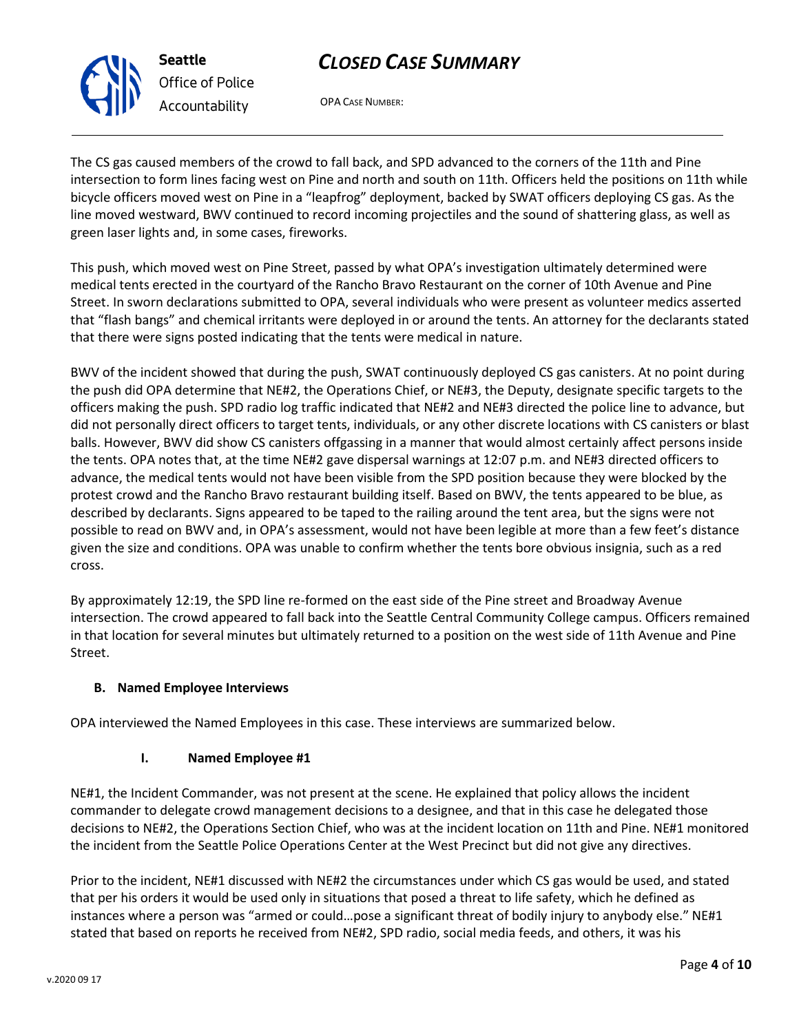The CS gas caused members of the crowd to fall back, and SPD advanced to the corners of the 11th and Pine intersection to form lines facing west on Pine and north and south on 11th. Officers held the positions on 11th while bicycle officers moved west on Pine in a "leapfrog" deployment, backed by SWAT officers deploying CS gas. As the line moved westward, BWV continued to record incoming projectiles and the sound of shattering glass, as well as green laser lights and, in some cases, fireworks.

This push, which moved west on Pine Street, passed by what OPA's investigation ultimately determined were medical tents erected in the courtyard of the Rancho Bravo Restaurant on the corner of 10th Avenue and Pine Street. In sworn declarations submitted to OPA, several individuals who were present as volunteer medics asserted that "flash bangs" and chemical irritants were deployed in or around the tents. An attorney for the declarants stated that there were signs posted indicating that the tents were medical in nature.

BWV of the incident showed that during the push, SWAT continuously deployed CS gas canisters. At no point during the push did OPA determine that NE#2, the Operations Chief, or NE#3, the Deputy, designate specific targets to the officers making the push. SPD radio log traffic indicated that NE#2 and NE#3 directed the police line to advance, but did not personally direct officers to target tents, individuals, or any other discrete locations with CS canisters or blast balls. However, BWV did show CS canisters offgassing in a manner that would almost certainly affect persons inside the tents. OPA notes that, at the time NE#2 gave dispersal warnings at 12:07 p.m. and NE#3 directed officers to advance, the medical tents would not have been visible from the SPD position because they were blocked by the protest crowd and the Rancho Bravo restaurant building itself. Based on BWV, the tents appeared to be blue, as described by declarants. Signs appeared to be taped to the railing around the tent area, but the signs were not possible to read on BWV and, in OPA's assessment, would not have been legible at more than a few feet's distance given the size and conditions. OPA was unable to confirm whether the tents bore obvious insignia, such as a red cross.

By approximately 12:19, the SPD line re-formed on the east side of the Pine street and Broadway Avenue intersection. The crowd appeared to fall back into the Seattle Central Community College campus. Officers remained in that location for several minutes but ultimately returned to a position on the west side of 11th Avenue and Pine Street.

### B. Named Employee Interviews

OPA interviewed the Named Employees in this case. These interviews are summarized below.

#### I. Named Employee #1

NE#1, the Incident Commander, was not present at the scene. He explained that policy allows the incident commander to delegate crowd management decisions to a designee, and that in this case he delegated those decisions to NE#2, the Operations Section Chief, who was at the incident location on 11th and Pine. NE#1 monitored the incident from the Seattle Police Operations Center at the West Precinct but did not give any directives.

Prior to the incident, NE#1 discussed with NE#2 the circumstances under which CS gas would be used, and stated that per his orders it would be used only in situations that posed a threat to life safety, which he defined as instances where a person was "armed or could…pose a significant threat of bodily injury to anybody else." NE#1 stated that based on reports he received from NE#2, SPD radio, social media feeds, and others, it was his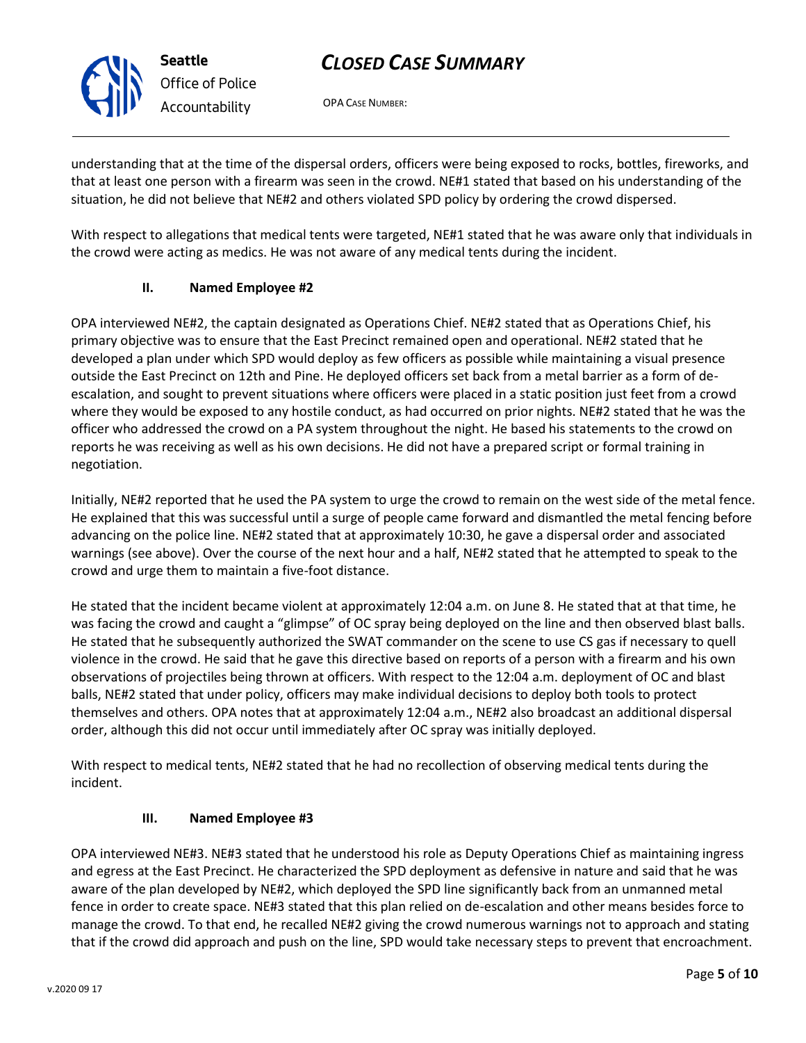understanding that at the time of the dispersal orders, officers were being exposed to rocks, bottles, fireworks, and that at least one person with a firearm was seen in the crowd. NE#1 stated that based on his understanding of the situation, he did not believe that NE#2 and others violated SPD policy by ordering the crowd dispersed.

With respect to allegations that medical tents were targeted, NE#1 stated that he was aware only that individuals in the crowd were acting as medics. He was not aware of any medical tents during the incident.

### II. Named Employee #2

OPA interviewed NE#2, the captain designated as Operations Chief. NE#2 stated that as Operations Chief, his primary objective was to ensure that the East Precinct remained open and operational. NE#2 stated that he developed a plan under which SPD would deploy as few officers as possible while maintaining a visual presence outside the East Precinct on 12th and Pine. He deployed officers set back from a metal barrier as a form of de-escalation, and sought to prevent situations where officers were placed in a static position just feet from a crowd where they would be exposed to any hostile conduct, as had occurred on prior nights. NE#2 stated that he was the officer who addressed the crowd on a PA system throughout the night. He based his statements to the crowd on reports he was receiving as well as his own decisions. He did not have a prepared script or formal training in negotiation.

Initially, NE#2 reported that he used the PA system to urge the crowd to remain on the west side of the metal fence. He explained that this was successful until a surge of people came forward and dismantled the metal fencing before advancing on the police line. NE#2 stated that at approximately 10:30, he gave a dispersal order and associated warnings (see above). Over the course of the next hour and a half, NE#2 stated that he attempted to speak to the crowd and urge them to maintain a five-foot distance.

He stated that the incident became violent at approximately 12:04 a.m. on June 8. He stated that at that time, he was facing the crowd and caught a "glimpse" of OC spray being deployed on the line and then observed blast balls. He stated that he subsequently authorized the SWAT commander on the scene to use CS gas if necessary to quell violence in the crowd. He said that he gave this directive based on reports of a person with a firearm and his own observations of projectiles being thrown at officers. With respect to the 12:04 a.m. deployment of OC and blast balls, NE#2 stated that under policy, officers may make individual decisions to deploy both tools to protect themselves and others. OPA notes that at approximately 12:04 a.m., NE#2 also broadcast an additional dispersal order, although this did not occur until immediately after OC spray was initially deployed.

With respect to medical tents, NE#2 stated that he had no recollection of observing medical tents during the incident.

### III. Named Employee #3

OPA interviewed NE#3. NE#3 stated that he understood his role as Deputy Operations Chief as maintaining ingress and egress at the East Precinct. He characterized the SPD deployment as defensive in nature and said that he was aware of the plan developed by NE#2, which deployed the SPD line significantly back from an unmanned metal fence in order to create space. NE#3 stated that this plan relied on de-escalation and other means besides force to manage the crowd. To that end, he recalled NE#2 giving the crowd numerous warnings not to approach and stating that if the crowd did approach and push on the line, SPD would take necessary steps to prevent that encroachment.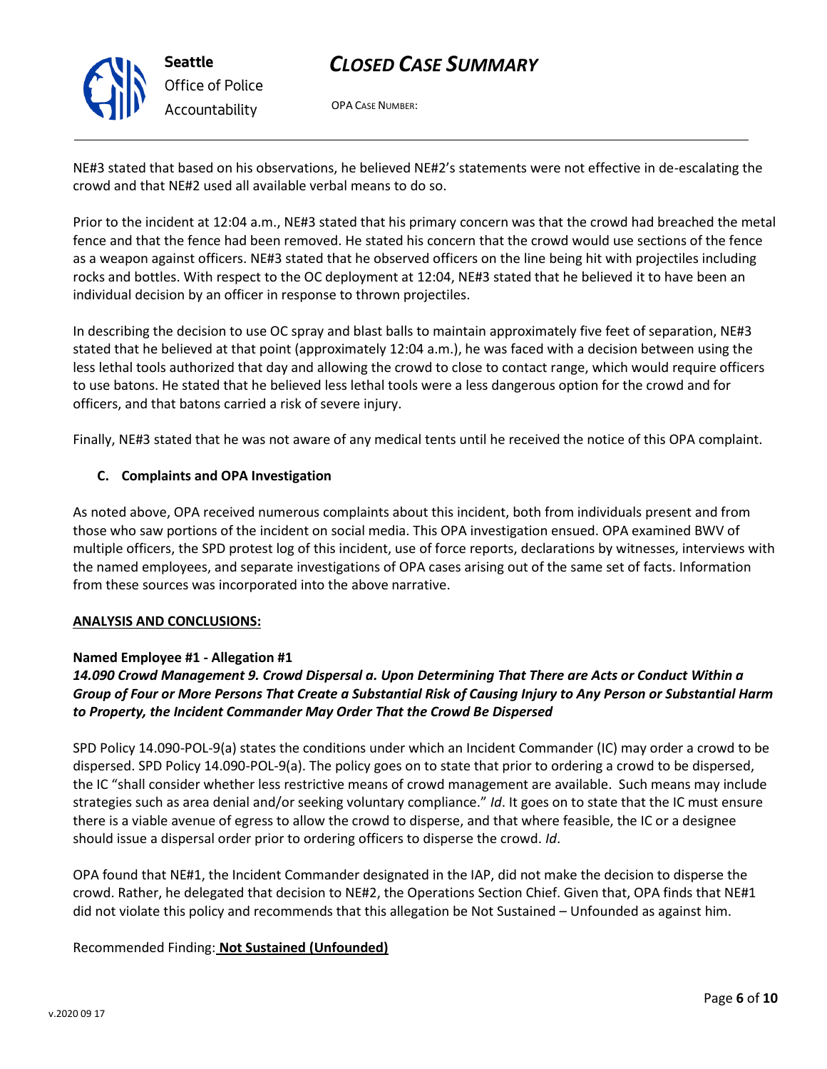NE#3 stated that based on his observations, he believed NE#2's statements were not effective in de-escalating the crowd and that NE#2 used all available verbal means to do so.

Prior to the incident at 12:04 a.m., NE#3 stated that his primary concern was that the crowd had breached the metal fence and that the fence had been removed. He stated his concern that the crowd would use sections of the fence as a weapon against officers. NE#3 stated that he observed officers on the line being hit with projectiles including rocks and bottles. With respect to the OC deployment at 12:04, NE#3 stated that he believed it to have been an individual decision by an officer in response to thrown projectiles.

In describing the decision to use OC spray and blast balls to maintain approximately five feet of separation, NE#3 stated that he believed at that point (approximately 12:04 a.m.), he was faced with a decision between using the less lethal tools authorized that day and allowing the crowd to close to contact range, which would require officers to use batons. He stated that he believed less lethal tools were a less dangerous option for the crowd and for officers, and that batons carried a risk of severe injury.

Finally, NE#3 stated that he was not aware of any medical tents until he received the notice of this OPA complaint.

### C. Complaints and OPA Investigation

As noted above, OPA received numerous complaints about this incident, both from individuals present and from those who saw portions of the incident on social media. This OPA investigation ensued. OPA examined BWV of multiple officers, the SPD protest log of this incident, use of force reports, declarations by witnesses, interviews with the named employees, and separate investigations of OPA cases arising out of the same set of facts. Information from these sources was incorporated into the above narrative.

## ANALYSIS AND CONCLUSIONS:

**Named Employee #1 - Allegation #1**

***14.090 Crowd Management 9. Crowd Dispersal a. Upon Determining That There are Acts or Conduct Within a Group of Four or More Persons That Create a Substantial Risk of Causing Injury to Any Person or Substantial Harm to Property, the Incident Commander May Order That the Crowd Be Dispersed***

SPD Policy 14.090-POL-9(a) states the conditions under which an Incident Commander (IC) may order a crowd to be dispersed. SPD Policy 14.090-POL-9(a). The policy goes on to state that prior to ordering a crowd to be dispersed, the IC "shall consider whether less restrictive means of crowd management are available. Such means may include strategies such as area denial and/or seeking voluntary compliance." *Id*. It goes on to state that the IC must ensure there is a viable avenue of egress to allow the crowd to disperse, and that where feasible, the IC or a designee should issue a dispersal order prior to ordering officers to disperse the crowd. *Id*.

OPA found that NE#1, the Incident Commander designated in the IAP, did not make the decision to disperse the crowd. Rather, he delegated that decision to NE#2, the Operations Section Chief. Given that, OPA finds that NE#1 did not violate this policy and recommends that this allegation be Not Sustained – Unfounded as against him.

Recommended Finding: **Not Sustained (Unfounded)**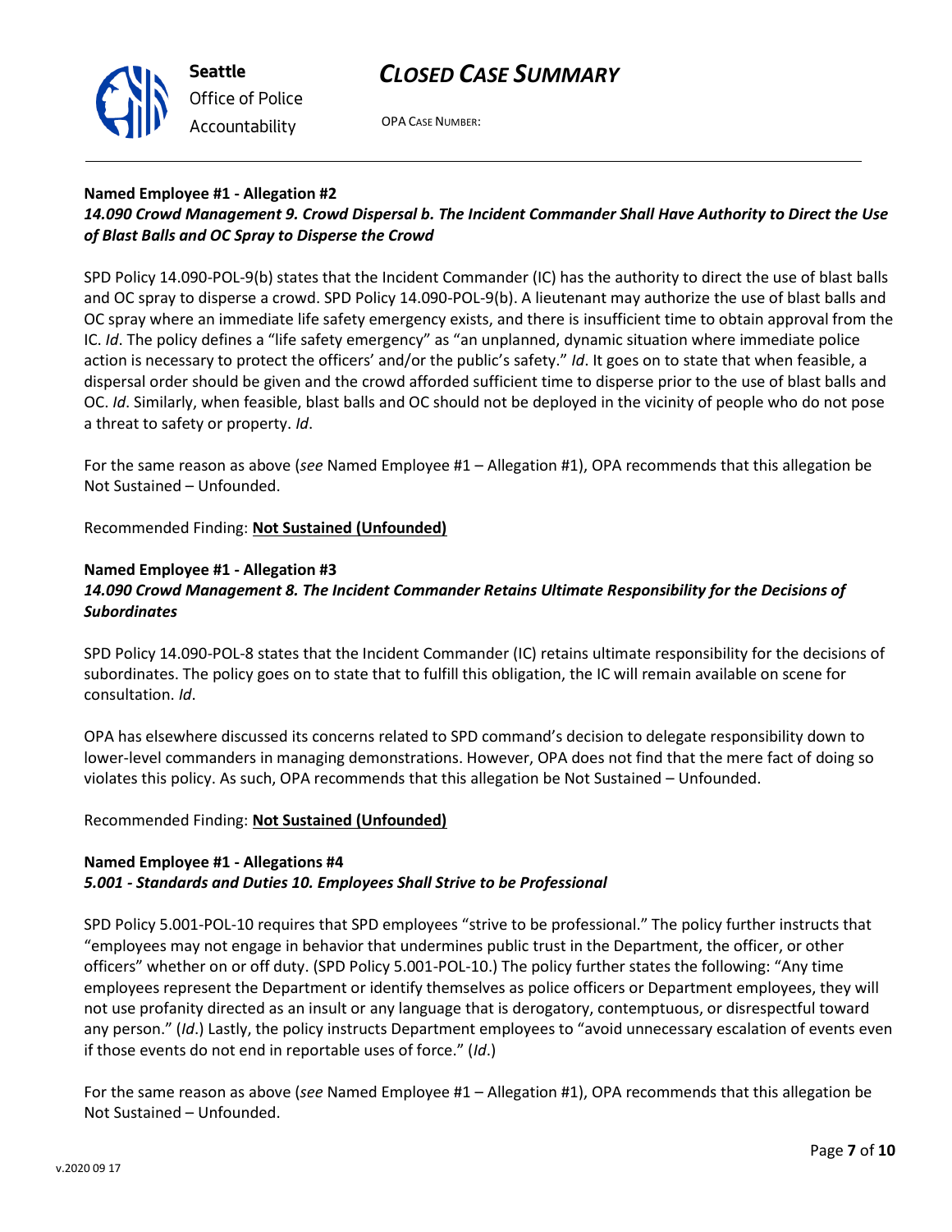**Named Employee #1 - Allegation #2**
***14.090 Crowd Management 9. Crowd Dispersal b. The Incident Commander Shall Have Authority to Direct the Use of Blast Balls and OC Spray to Disperse the Crowd***

SPD Policy 14.090-POL-9(b) states that the Incident Commander (IC) has the authority to direct the use of blast balls and OC spray to disperse a crowd. SPD Policy 14.090-POL-9(b). A lieutenant may authorize the use of blast balls and OC spray where an immediate life safety emergency exists, and there is insufficient time to obtain approval from the IC. *Id*. The policy defines a "life safety emergency" as "an unplanned, dynamic situation where immediate police action is necessary to protect the officers' and/or the public's safety." *Id*. It goes on to state that when feasible, a dispersal order should be given and the crowd afforded sufficient time to disperse prior to the use of blast balls and OC. *Id*. Similarly, when feasible, blast balls and OC should not be deployed in the vicinity of people who do not pose a threat to safety or property. *Id*.

For the same reason as above (*see* Named Employee #1 – Allegation #1), OPA recommends that this allegation be Not Sustained – Unfounded.

Recommended Finding: **Not Sustained (Unfounded)**

**Named Employee #1 - Allegation #3**
***14.090 Crowd Management 8. The Incident Commander Retains Ultimate Responsibility for the Decisions of Subordinates***

SPD Policy 14.090-POL-8 states that the Incident Commander (IC) retains ultimate responsibility for the decisions of subordinates. The policy goes on to state that to fulfill this obligation, the IC will remain available on scene for consultation. *Id*.

OPA has elsewhere discussed its concerns related to SPD command's decision to delegate responsibility down to lower-level commanders in managing demonstrations. However, OPA does not find that the mere fact of doing so violates this policy. As such, OPA recommends that this allegation be Not Sustained – Unfounded.

Recommended Finding: **Not Sustained (Unfounded)**

**Named Employee #1 - Allegations #4**
***5.001 - Standards and Duties 10. Employees Shall Strive to be Professional***

SPD Policy 5.001-POL-10 requires that SPD employees "strive to be professional." The policy further instructs that "employees may not engage in behavior that undermines public trust in the Department, the officer, or other officers" whether on or off duty. (SPD Policy 5.001-POL-10.) The policy further states the following: "Any time employees represent the Department or identify themselves as police officers or Department employees, they will not use profanity directed as an insult or any language that is derogatory, contemptuous, or disrespectful toward any person." (*Id*.) Lastly, the policy instructs Department employees to "avoid unnecessary escalation of events even if those events do not end in reportable uses of force." (*Id*.)

For the same reason as above (*see* Named Employee #1 – Allegation #1), OPA recommends that this allegation be Not Sustained – Unfounded.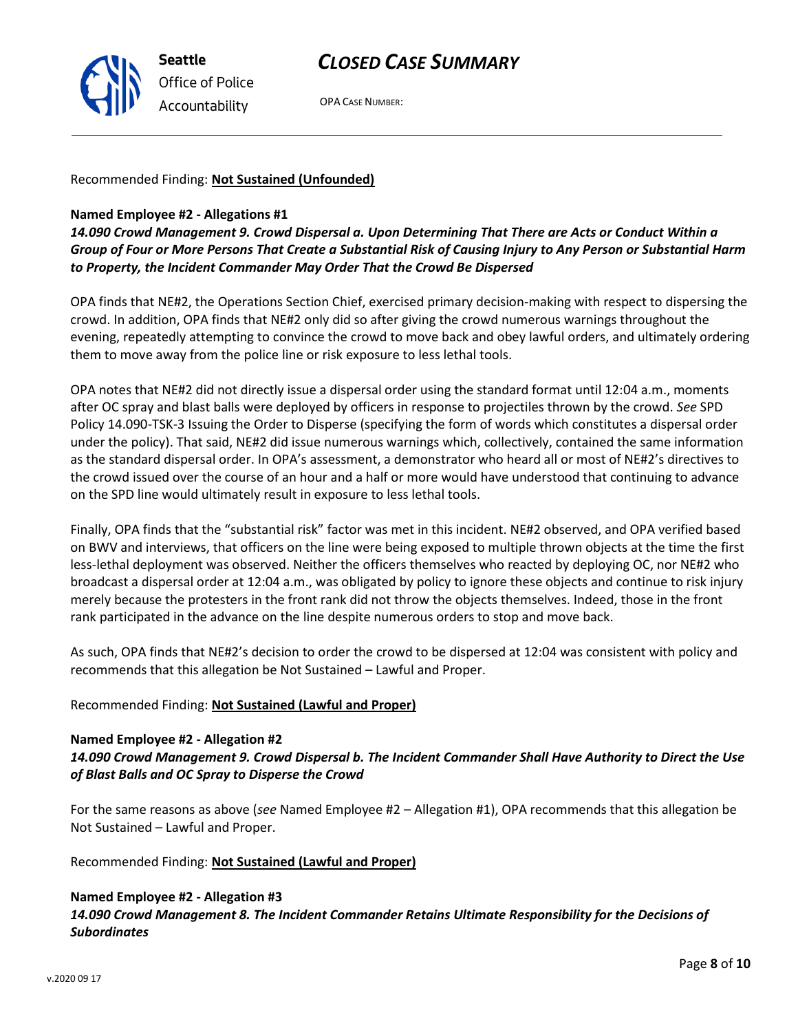Recommended Finding: **Not Sustained (Unfounded)**

**Named Employee #2 - Allegations #1**
***14.090 Crowd Management 9. Crowd Dispersal a. Upon Determining That There are Acts or Conduct Within a Group of Four or More Persons That Create a Substantial Risk of Causing Injury to Any Person or Substantial Harm to Property, the Incident Commander May Order That the Crowd Be Dispersed***

OPA finds that NE#2, the Operations Section Chief, exercised primary decision-making with respect to dispersing the crowd. In addition, OPA finds that NE#2 only did so after giving the crowd numerous warnings throughout the evening, repeatedly attempting to convince the crowd to move back and obey lawful orders, and ultimately ordering them to move away from the police line or risk exposure to less lethal tools.

OPA notes that NE#2 did not directly issue a dispersal order using the standard format until 12:04 a.m., moments after OC spray and blast balls were deployed by officers in response to projectiles thrown by the crowd. *See* SPD Policy 14.090-TSK-3 Issuing the Order to Disperse (specifying the form of words which constitutes a dispersal order under the policy). That said, NE#2 did issue numerous warnings which, collectively, contained the same information as the standard dispersal order. In OPA's assessment, a demonstrator who heard all or most of NE#2's directives to the crowd issued over the course of an hour and a half or more would have understood that continuing to advance on the SPD line would ultimately result in exposure to less lethal tools.

Finally, OPA finds that the "substantial risk" factor was met in this incident. NE#2 observed, and OPA verified based on BWV and interviews, that officers on the line were being exposed to multiple thrown objects at the time the first less-lethal deployment was observed. Neither the officers themselves who reacted by deploying OC, nor NE#2 who broadcast a dispersal order at 12:04 a.m., was obligated by policy to ignore these objects and continue to risk injury merely because the protesters in the front rank did not throw the objects themselves. Indeed, those in the front rank participated in the advance on the line despite numerous orders to stop and move back.

As such, OPA finds that NE#2's decision to order the crowd to be dispersed at 12:04 was consistent with policy and recommends that this allegation be Not Sustained – Lawful and Proper.

Recommended Finding: **Not Sustained (Lawful and Proper)**

**Named Employee #2 - Allegation #2**
***14.090 Crowd Management 9. Crowd Dispersal b. The Incident Commander Shall Have Authority to Direct the Use of Blast Balls and OC Spray to Disperse the Crowd***

For the same reasons as above (*see* Named Employee #2 – Allegation #1), OPA recommends that this allegation be Not Sustained – Lawful and Proper.

Recommended Finding: **Not Sustained (Lawful and Proper)**

**Named Employee #2 - Allegation #3**
***14.090 Crowd Management 8. The Incident Commander Retains Ultimate Responsibility for the Decisions of Subordinates***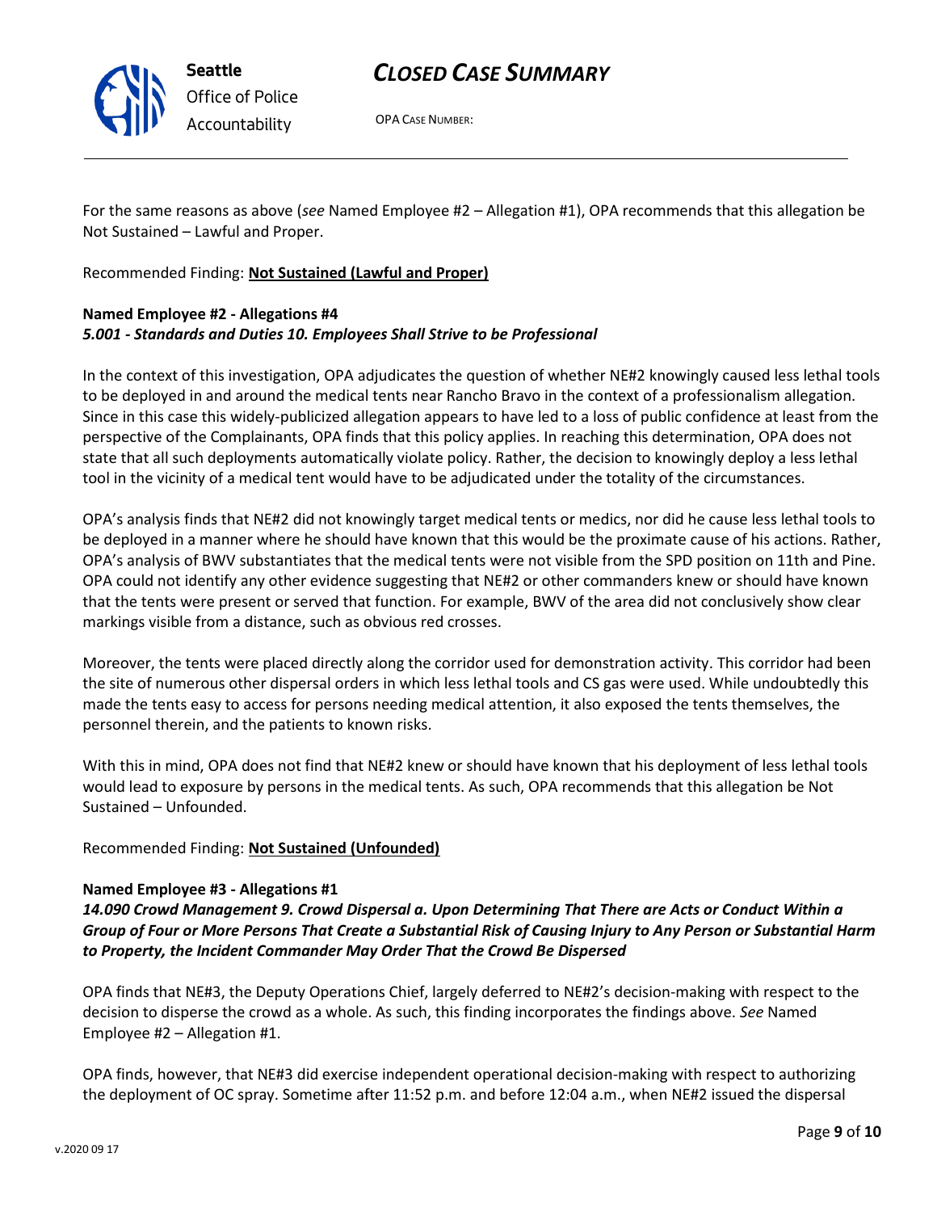For the same reasons as above (*see* Named Employee #2 – Allegation #1), OPA recommends that this allegation be Not Sustained – Lawful and Proper.

Recommended Finding: **Not Sustained (Lawful and Proper)**

**Named Employee #2 - Allegations #4**
***5.001 - Standards and Duties 10. Employees Shall Strive to be Professional***

In the context of this investigation, OPA adjudicates the question of whether NE#2 knowingly caused less lethal tools to be deployed in and around the medical tents near Rancho Bravo in the context of a professionalism allegation. Since in this case this widely-publicized allegation appears to have led to a loss of public confidence at least from the perspective of the Complainants, OPA finds that this policy applies. In reaching this determination, OPA does not state that all such deployments automatically violate policy. Rather, the decision to knowingly deploy a less lethal tool in the vicinity of a medical tent would have to be adjudicated under the totality of the circumstances.

OPA's analysis finds that NE#2 did not knowingly target medical tents or medics, nor did he cause less lethal tools to be deployed in a manner where he should have known that this would be the proximate cause of his actions. Rather, OPA's analysis of BWV substantiates that the medical tents were not visible from the SPD position on 11th and Pine. OPA could not identify any other evidence suggesting that NE#2 or other commanders knew or should have known that the tents were present or served that function. For example, BWV of the area did not conclusively show clear markings visible from a distance, such as obvious red crosses.

Moreover, the tents were placed directly along the corridor used for demonstration activity. This corridor had been the site of numerous other dispersal orders in which less lethal tools and CS gas were used. While undoubtedly this made the tents easy to access for persons needing medical attention, it also exposed the tents themselves, the personnel therein, and the patients to known risks.

With this in mind, OPA does not find that NE#2 knew or should have known that his deployment of less lethal tools would lead to exposure by persons in the medical tents. As such, OPA recommends that this allegation be Not Sustained – Unfounded.

Recommended Finding: **Not Sustained (Unfounded)**

**Named Employee #3 - Allegations #1**
***14.090 Crowd Management 9. Crowd Dispersal a. Upon Determining That There are Acts or Conduct Within a Group of Four or More Persons That Create a Substantial Risk of Causing Injury to Any Person or Substantial Harm to Property, the Incident Commander May Order That the Crowd Be Dispersed***

OPA finds that NE#3, the Deputy Operations Chief, largely deferred to NE#2's decision-making with respect to the decision to disperse the crowd as a whole. As such, this finding incorporates the findings above. *See* Named Employee #2 – Allegation #1.

OPA finds, however, that NE#3 did exercise independent operational decision-making with respect to authorizing the deployment of OC spray. Sometime after 11:52 p.m. and before 12:04 a.m., when NE#2 issued the dispersal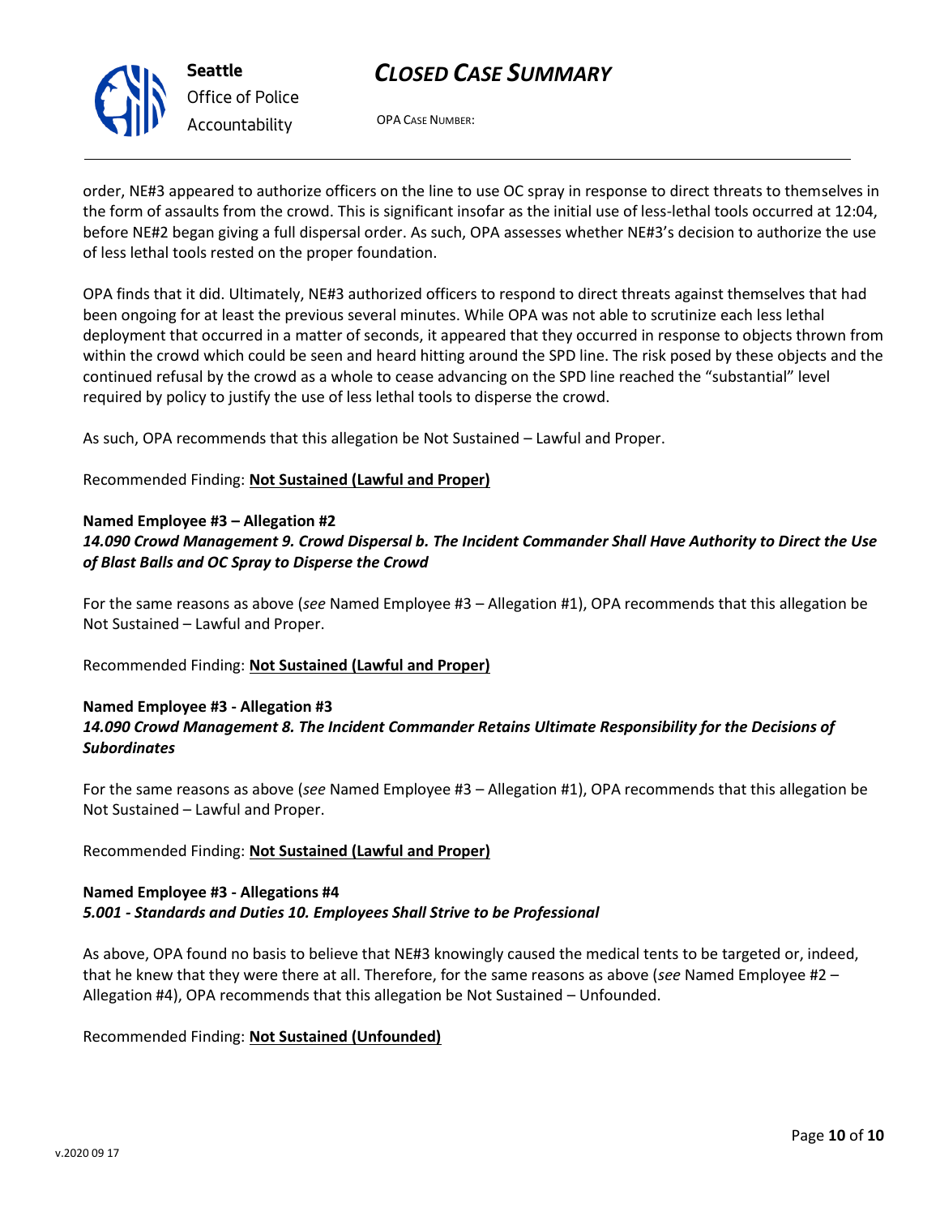order, NE#3 appeared to authorize officers on the line to use OC spray in response to direct threats to themselves in the form of assaults from the crowd. This is significant insofar as the initial use of less-lethal tools occurred at 12:04, before NE#2 began giving a full dispersal order. As such, OPA assesses whether NE#3's decision to authorize the use of less lethal tools rested on the proper foundation.

OPA finds that it did. Ultimately, NE#3 authorized officers to respond to direct threats against themselves that had been ongoing for at least the previous several minutes. While OPA was not able to scrutinize each less lethal deployment that occurred in a matter of seconds, it appeared that they occurred in response to objects thrown from within the crowd which could be seen and heard hitting around the SPD line. The risk posed by these objects and the continued refusal by the crowd as a whole to cease advancing on the SPD line reached the "substantial" level required by policy to justify the use of less lethal tools to disperse the crowd.

As such, OPA recommends that this allegation be Not Sustained – Lawful and Proper.

Recommended Finding: **Not Sustained (Lawful and Proper)**

**Named Employee #3 – Allegation #2**
***14.090 Crowd Management 9. Crowd Dispersal b. The Incident Commander Shall Have Authority to Direct the Use of Blast Balls and OC Spray to Disperse the Crowd***

For the same reasons as above (*see* Named Employee #3 – Allegation #1), OPA recommends that this allegation be Not Sustained – Lawful and Proper.

Recommended Finding: **Not Sustained (Lawful and Proper)**

**Named Employee #3 - Allegation #3**
***14.090 Crowd Management 8. The Incident Commander Retains Ultimate Responsibility for the Decisions of Subordinates***

For the same reasons as above (*see* Named Employee #3 – Allegation #1), OPA recommends that this allegation be Not Sustained – Lawful and Proper.

Recommended Finding: **Not Sustained (Lawful and Proper)**

**Named Employee #3 - Allegations #4**
***5.001 - Standards and Duties 10. Employees Shall Strive to be Professional***

As above, OPA found no basis to believe that NE#3 knowingly caused the medical tents to be targeted or, indeed, that he knew that they were there at all. Therefore, for the same reasons as above (*see* Named Employee #2 – Allegation #4), OPA recommends that this allegation be Not Sustained – Unfounded.

Recommended Finding: **Not Sustained (Unfounded)**